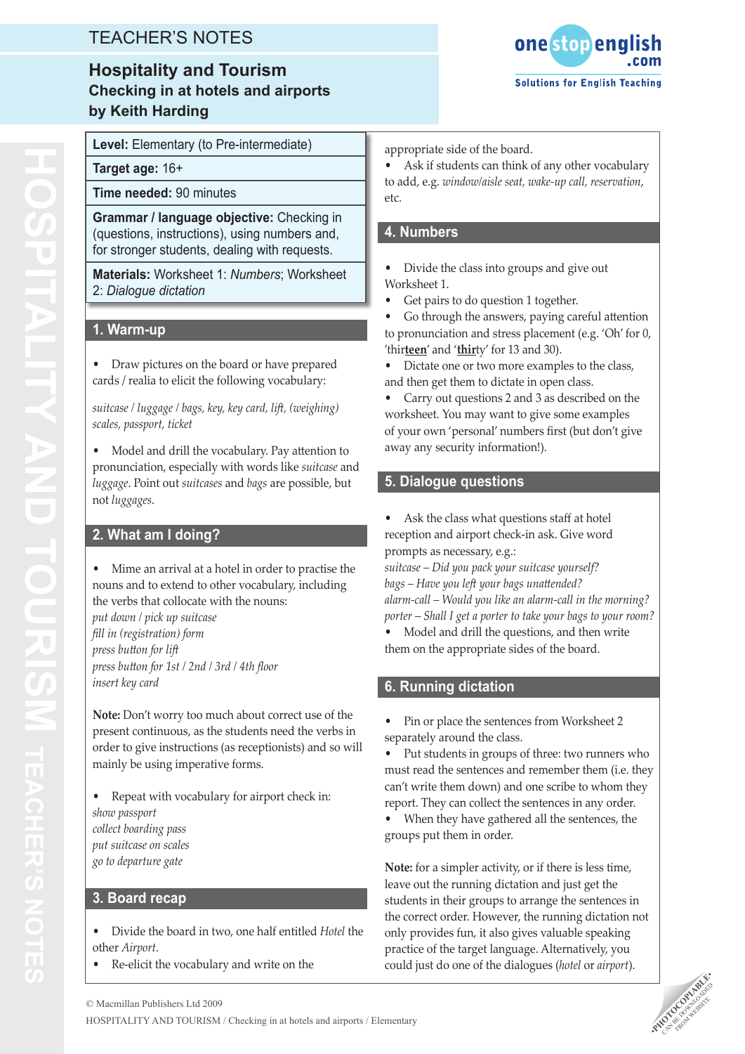TEACHER'S NOTES

# Hospitality and Tourism

## Checking in at hotels and airports

### by Keith Harding

| |
|---|
| **Level:** Elementary (to Pre-intermediate) |
| **Target age:** 16+ |
| **Time needed:** 90 minutes |
| **Grammar / language objective:** Checking in (questions, instructions), using numbers and, for stronger students, dealing with requests. |
| **Materials:** Worksheet 1: *Numbers*; Worksheet 2: *Dialogue dictation* |

## 1. Warm-up

- Draw pictures on the board or have prepared cards / realia to elicit the following vocabulary:

*suitcase / luggage / bags, key, key card, lift, (weighing) scales, passport, ticket*

- Model and drill the vocabulary. Pay attention to pronunciation, especially with words like *suitcase* and *luggage*. Point out *suitcases* and *bags* are possible, but not *luggages*.

## 2. What am I doing?

- Mime an arrival at a hotel in order to practise the nouns and to extend to other vocabulary, including the verbs that collocate with the nouns:

*put down / pick up suitcase*
*fill in (registration) form*
*press button for lift*
*press button for 1st / 2nd / 3rd / 4th floor*
*insert key card*

**Note:** Don't worry too much about correct use of the present continuous, as the students need the verbs in order to give instructions (as receptionists) and so will mainly be using imperative forms.

- Repeat with vocabulary for airport check in:

*show passport*
*collect boarding pass*
*put suitcase on scales*
*go to departure gate*

## 3. Board recap

- Divide the board in two, one half entitled *Hotel* the other *Airport*.
- Re-elicit the vocabulary and write on the appropriate side of the board.
- Ask if students can think of any other vocabulary to add, e.g. *window/aisle seat, wake-up call, reservation*, etc.

## 4. Numbers

- Divide the class into groups and give out Worksheet 1.
- Get pairs to do question 1 together.
- Go through the answers, paying careful attention to pronunciation and stress placement (e.g. 'Oh' for 0, 'thir**teen**' and '**thir**ty' for 13 and 30).
- Dictate one or two more examples to the class, and then get them to dictate in open class.
- Carry out questions 2 and 3 as described on the worksheet. You may want to give some examples of your own 'personal' numbers first (but don't give away any security information!).

## 5. Dialogue questions

- Ask the class what questions staff at hotel reception and airport check-in ask. Give word prompts as necessary, e.g.:

*suitcase – Did you pack your suitcase yourself?*
*bags – Have you left your bags unattended?*
*alarm-call – Would you like an alarm-call in the morning?*
*porter – Shall I get a porter to take your bags to your room?*

- Model and drill the questions, and then write them on the appropriate sides of the board.

## 6. Running dictation

- Pin or place the sentences from Worksheet 2 separately around the class.
- Put students in groups of three: two runners who must read the sentences and remember them (i.e. they can't write them down) and one scribe to whom they report. They can collect the sentences in any order.
- When they have gathered all the sentences, the groups put them in order.

**Note:** for a simpler activity, or if there is less time, leave out the running dictation and just get the students in their groups to arrange the sentences in the correct order. However, the running dictation not only provides fun, it also gives valuable speaking practice of the target language. Alternatively, you could just do one of the dialogues (*hotel* or *airport*).

© Macmillan Publishers Ltd 2009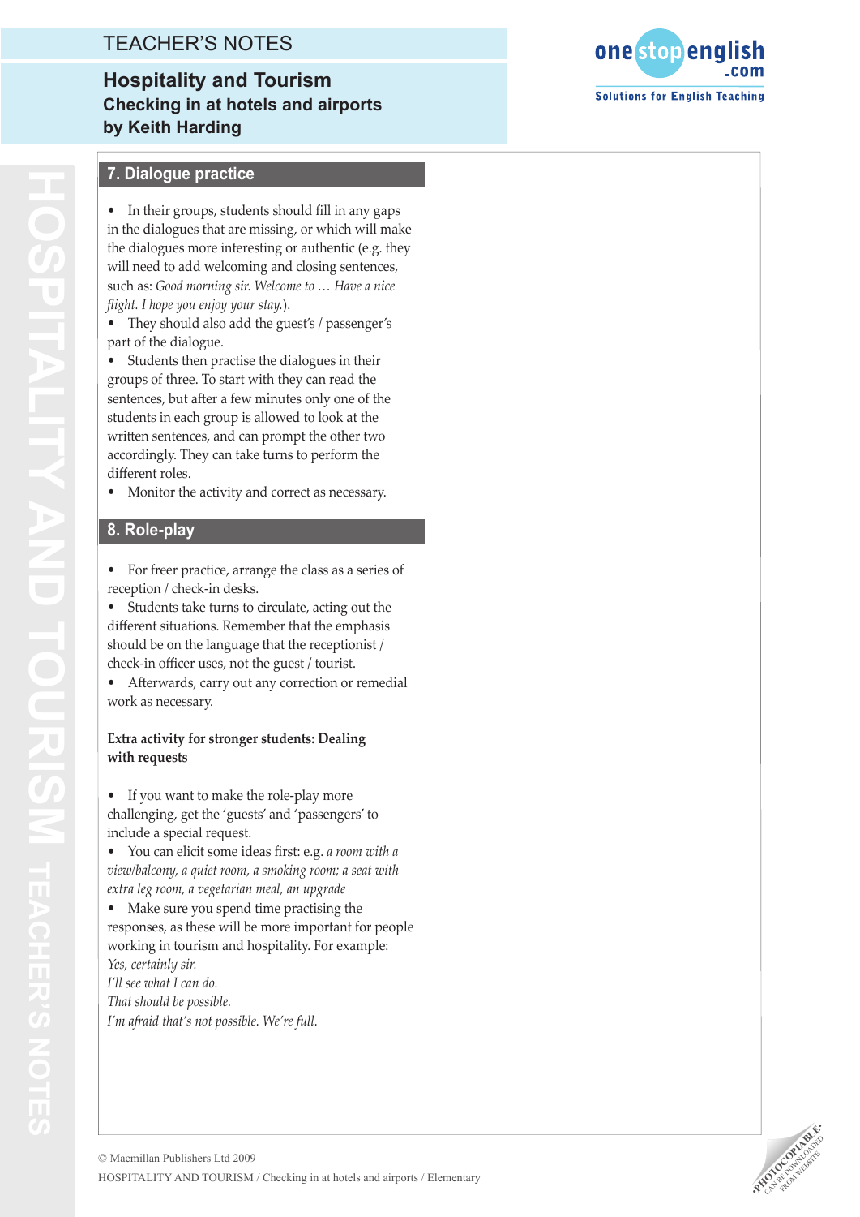## 7. Dialogue practice

- In their groups, students should fill in any gaps in the dialogues that are missing, or which will make the dialogues more interesting or authentic (e.g. they will need to add welcoming and closing sentences, such as: *Good morning sir. Welcome to … Have a nice flight. I hope you enjoy your stay.*).
- They should also add the guest's / passenger's part of the dialogue.
- Students then practise the dialogues in their groups of three. To start with they can read the sentences, but after a few minutes only one of the students in each group is allowed to look at the written sentences, and can prompt the other two accordingly. They can take turns to perform the different roles.
- Monitor the activity and correct as necessary.

## 8. Role-play

- For freer practice, arrange the class as a series of reception / check-in desks.
- Students take turns to circulate, acting out the different situations. Remember that the emphasis should be on the language that the receptionist / check-in officer uses, not the guest / tourist.
- Afterwards, carry out any correction or remedial work as necessary.

**Extra activity for stronger students: Dealing with requests**

- If you want to make the role-play more challenging, get the 'guests' and 'passengers' to include a special request.
- You can elicit some ideas first: e.g. *a room with a view/balcony, a quiet room, a smoking room; a seat with extra leg room, a vegetarian meal, an upgrade*
- Make sure you spend time practising the responses, as these will be more important for people working in tourism and hospitality. For example:

*Yes, certainly sir.*
*I'll see what I can do.*
*That should be possible.*
*I'm afraid that's not possible. We're full.*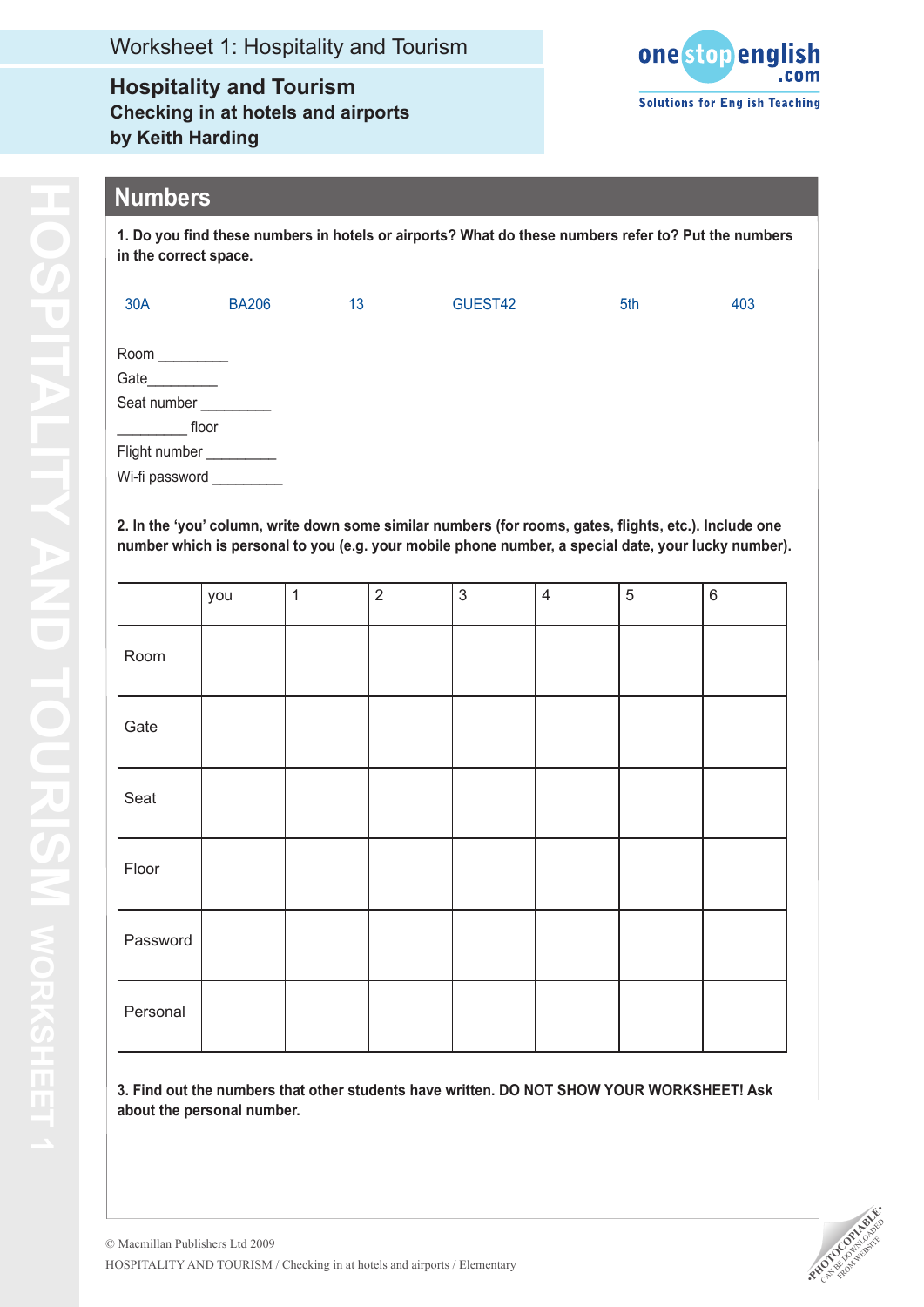# Worksheet 1: Hospitality and Tourism

**Hospitality and Tourism**
**Checking in at hotels and airports**
**by Keith Harding**

## Numbers

**1. Do you find these numbers in hotels or airports? What do these numbers refer to? Put the numbers in the correct space.**

30A    BA206    13    GUEST42    5th    403

Room _________
Gate_________
Seat number _________
_________ floor
Flight number _________
Wi-fi password _________

**2. In the 'you' column, write down some similar numbers (for rooms, gates, flights, etc.). Include one number which is personal to you (e.g. your mobile phone number, a special date, your lucky number).**

| | you | 1 | 2 | 3 | 4 | 5 | 6 |
|---|---|---|---|---|---|---|---|
| Room | | | | | | | |
| Gate | | | | | | | |
| Seat | | | | | | | |
| Floor | | | | | | | |
| Password | | | | | | | |
| Personal | | | | | | | |

**3. Find out the numbers that other students have written. DO NOT SHOW YOUR WORKSHEET! Ask about the personal number.**

© Macmillan Publishers Ltd 2009
HOSPITALITY AND TOURISM / Checking in at hotels and airports / Elementary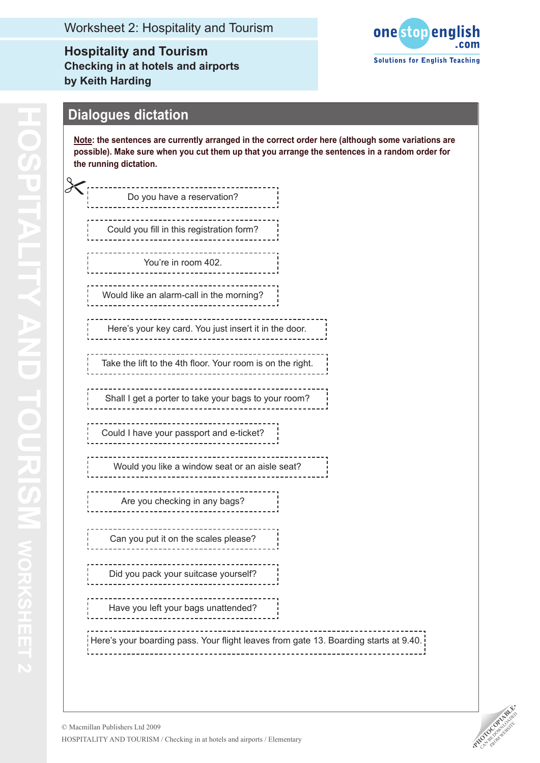Worksheet 2: Hospitality and Tourism

# Hospitality and Tourism

### Checking in at hotels and airports

### by Keith Harding

## Dialogues dictation

**Note: the sentences are currently arranged in the correct order here (although some variations are possible). Make sure when you cut them up that you arrange the sentences in a random order for the running dictation.**

Do you have a reservation?

Could you fill in this registration form?

You're in room 402.

Would like an alarm-call in the morning?

Here's your key card. You just insert it in the door.

Take the lift to the 4th floor. Your room is on the right.

Shall I get a porter to take your bags to your room?

Could I have your passport and e-ticket?

Would you like a window seat or an aisle seat?

Are you checking in any bags?

Can you put it on the scales please?

Did you pack your suitcase yourself?

Have you left your bags unattended?

Here's your boarding pass. Your flight leaves from gate 13. Boarding starts at 9.40.

© Macmillan Publishers Ltd 2009

HOSPITALITY AND TOURISM / Checking in at hotels and airports / Elementary